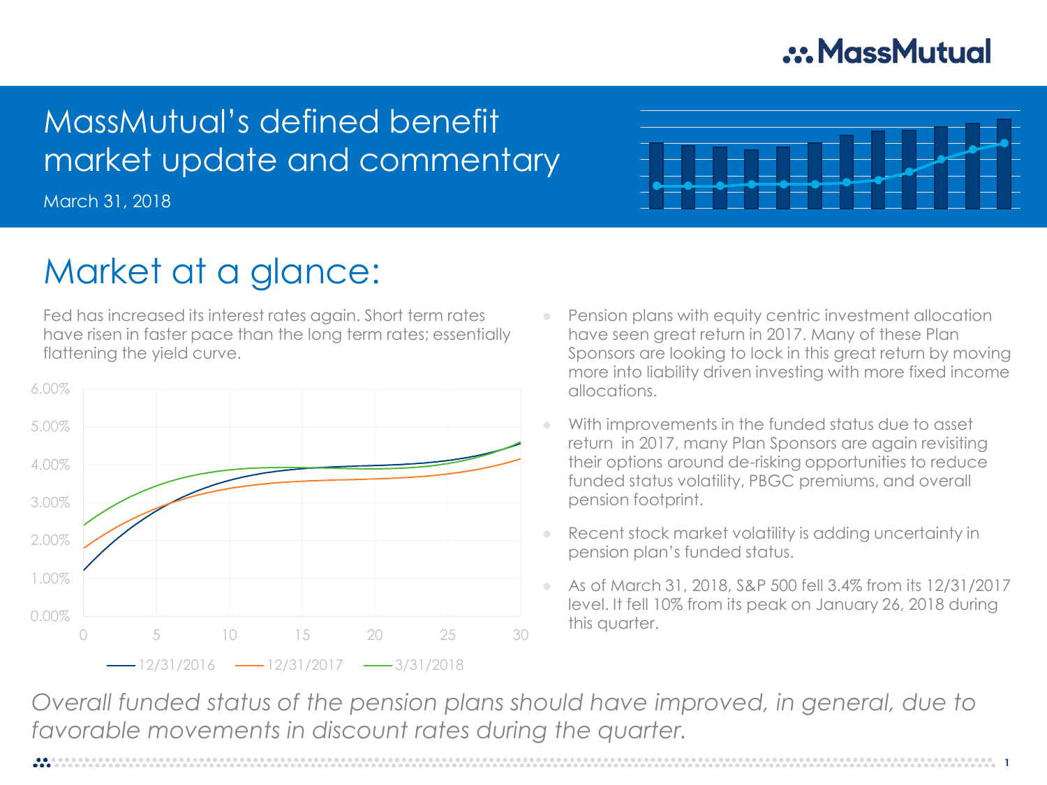# MassMutual's defined benefit market update and commentary

March 31, 2018

## Market at a glance:

Fed has increased its interest rates again. Short term rates have risen in faster pace than the long term rates; essentially flattening the yield curve.

- Pension plans with equity centric investment allocation have seen great return in 2017. Many of these Plan Sponsors are looking to lock in this great return by moving more into liability driven investing with more fixed income allocations.
- With improvements in the funded status due to asset return in 2017, many Plan Sponsors are again revisiting their options around de-risking opportunities to reduce funded status volatility, PBGC premiums, and overall pension footprint.
- Recent stock market volatility is adding uncertainty in pension plan's funded status.
- As of March 31, 2018, S&P 500 fell 3.4% from its 12/31/2017 level. It fell 10% from its peak on January 26, 2018 during this quarter.

*Overall funded status of the pension plans should have improved, in general, due to favorable movements in discount rates during the quarter.*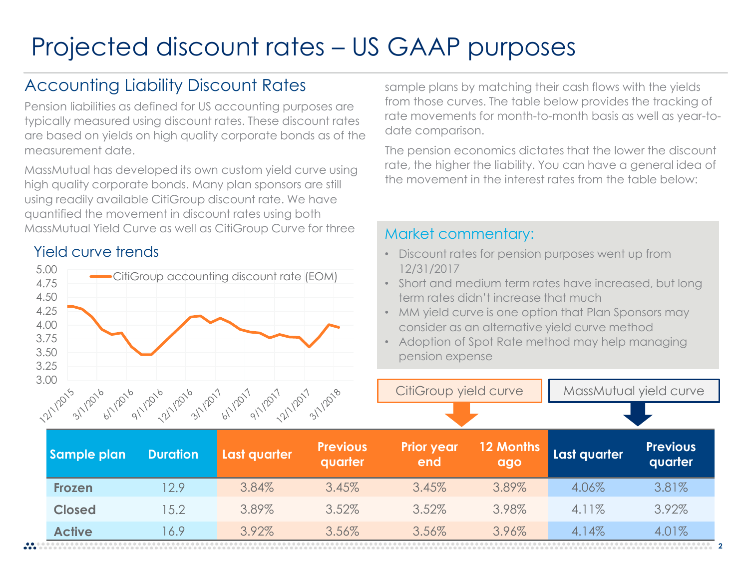# Projected discount rates – US GAAP purposes

## Accounting Liability Discount Rates

Pension liabilities as defined for US accounting purposes are typically measured using discount rates. These discount rates are based on yields on high quality corporate bonds as of the measurement date.

MassMutual has developed its own custom yield curve using high quality corporate bonds. Many plan sponsors are still using readily available CitiGroup discount rate. We have quantified the movement in discount rates using both MassMutual Yield Curve as well as CitiGroup Curve for three sample plans by matching their cash flows with the yields from those curves. The table below provides the tracking of rate movements for month-to-month basis as well as year-to-date comparison.

The pension economics dictates that the lower the discount rate, the higher the liability. You can have a general idea of the movement in the interest rates from the table below:

### Yield curve trends

CitiGroup accounting discount rate (EOM)

### Market commentary:

- Discount rates for pension purposes went up from 12/31/2017
- Short and medium term rates have increased, but long term rates didn't increase that much
- MM yield curve is one option that Plan Sponsors may consider as an alternative yield curve method
- Adoption of Spot Rate method may help managing pension expense

| | | CitiGroup yield curve | | | | MassMutual yield curve | |
|---|---|---|---|---|---|---|---|
| **Sample plan** | **Duration** | **Last quarter** | **Previous quarter** | **Prior year end** | **12 Months ago** | **Last quarter** | **Previous quarter** |
| **Frozen** | 12.9 | 3.84% | 3.45% | 3.45% | 3.89% | 4.06% | 3.81% |
| **Closed** | 15.2 | 3.89% | 3.52% | 3.52% | 3.98% | 4.11% | 3.92% |
| **Active** | 16.9 | 3.92% | 3.56% | 3.56% | 3.96% | 4.14% | 4.01% |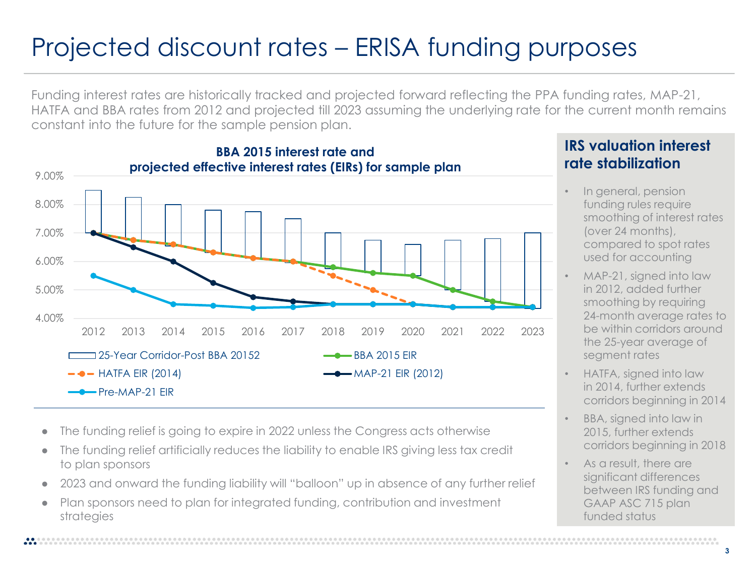# Projected discount rates – ERISA funding purposes

Funding interest rates are historically tracked and projected forward reflecting the PPA funding rates, MAP-21, HATFA and BBA rates from 2012 and projected till 2023 assuming the underlying rate for the current month remains constant into the future for the sample pension plan.

**BBA 2015 interest rate and projected effective interest rates (EIRs) for sample plan**

9.00%
8.00%
7.00%
6.00%
5.00%
4.00%

2012 2013 2014 2015 2016 2017 2018 2019 2020 2021 2022 2023

25-Year Corridor-Post BBA 20152 | BBA 2015 EIR | HATFA EIR (2014) | MAP-21 EIR (2012) | Pre-MAP-21 EIR

- The funding relief is going to expire in 2022 unless the Congress acts otherwise
- The funding relief artificially reduces the liability to enable IRS giving less tax credit to plan sponsors
- 2023 and onward the funding liability will "balloon" up in absence of any further relief
- Plan sponsors need to plan for integrated funding, contribution and investment strategies

## IRS valuation interest rate stabilization

- In general, pension funding rules require smoothing of interest rates (over 24 months), compared to spot rates used for accounting
- MAP-21, signed into law in 2012, added further smoothing by requiring 24-month average rates to be within corridors around the 25-year average of segment rates
- HATFA, signed into law in 2014, further extends corridors beginning in 2014
- BBA, signed into law in 2015, further extends corridors beginning in 2018
- As a result, there are significant differences between IRS funding and GAAP ASC 715 plan funded status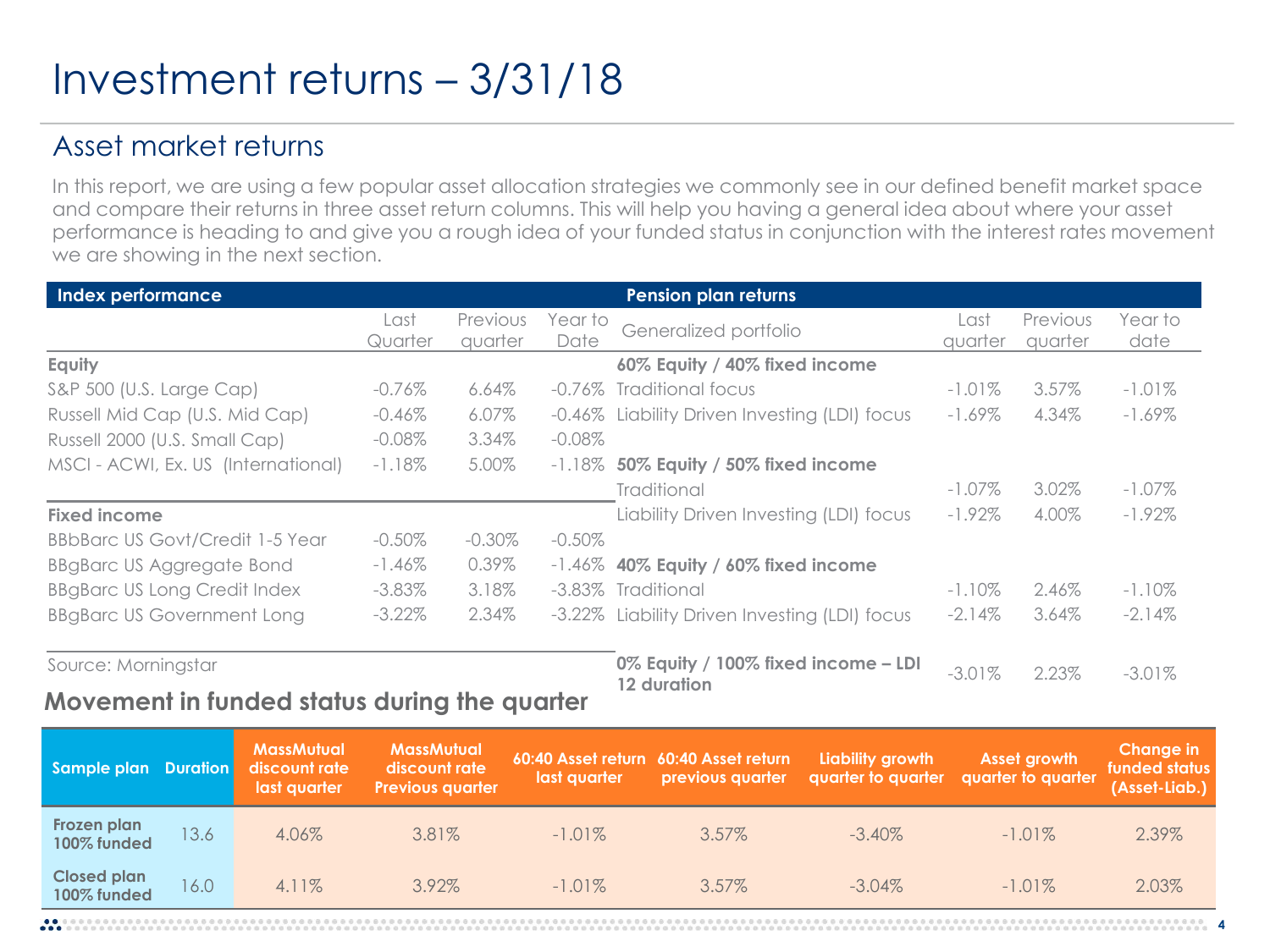# Investment returns – 3/31/18

## Asset market returns

In this report, we are using a few popular asset allocation strategies we commonly see in our defined benefit market space and compare their returns in three asset return columns. This will help you having a general idea about where your asset performance is heading to and give you a rough idea of your funded status in conjunction with the interest rates movement we are showing in the next section.

| Index performance | Last Quarter | Previous quarter | Year to Date |
|---|---|---|---|
| **Equity** | | | |
| S&P 500 (U.S. Large Cap) | -0.76% | 6.64% | -0.76% |
| Russell Mid Cap (U.S. Mid Cap) | -0.46% | 6.07% | -0.46% |
| Russell 2000 (U.S. Small Cap) | -0.08% | 3.34% | -0.08% |
| MSCI - ACWI, Ex. US (International) | -1.18% | 5.00% | -1.18% |
| **Fixed income** | | | |
| BBbBarc US Govt/Credit 1-5 Year | -0.50% | -0.30% | -0.50% |
| BBgBarc US Aggregate Bond | -1.46% | 0.39% | -1.46% |
| BBgBarc US Long Credit Index | -3.83% | 3.18% | -3.83% |
| BBgBarc US Government Long | -3.22% | 2.34% | -3.22% |

Source: Morningstar

| Pension plan returns – Generalized portfolio | Last quarter | Previous quarter | Year to date |
|---|---|---|---|
| **60% Equity / 40% fixed income** | | | |
| Traditional focus | -1.01% | 3.57% | -1.01% |
| Liability Driven Investing (LDI) focus | -1.69% | 4.34% | -1.69% |
| **50% Equity / 50% fixed income** | | | |
| Traditional | -1.07% | 3.02% | -1.07% |
| Liability Driven Investing (LDI) focus | -1.92% | 4.00% | -1.92% |
| **40% Equity / 60% fixed income** | | | |
| Traditional | -1.10% | 2.46% | -1.10% |
| Liability Driven Investing (LDI) focus | -2.14% | 3.64% | -2.14% |
| **0% Equity / 100% fixed income – LDI 12 duration** | -3.01% | 2.23% | -3.01% |

## Movement in funded status during the quarter

| Sample plan | Duration | MassMutual discount rate last quarter | MassMutual discount rate Previous quarter | 60:40 Asset return last quarter | 60:40 Asset return previous quarter | Liability growth quarter to quarter | Asset growth quarter to quarter | Change in funded status (Asset-Liab.) |
|---|---|---|---|---|---|---|---|---|
| **Frozen plan 100% funded** | 13.6 | 4.06% | 3.81% | -1.01% | 3.57% | -3.40% | -1.01% | 2.39% |
| **Closed plan 100% funded** | 16.0 | 4.11% | 3.92% | -1.01% | 3.57% | -3.04% | -1.01% | 2.03% |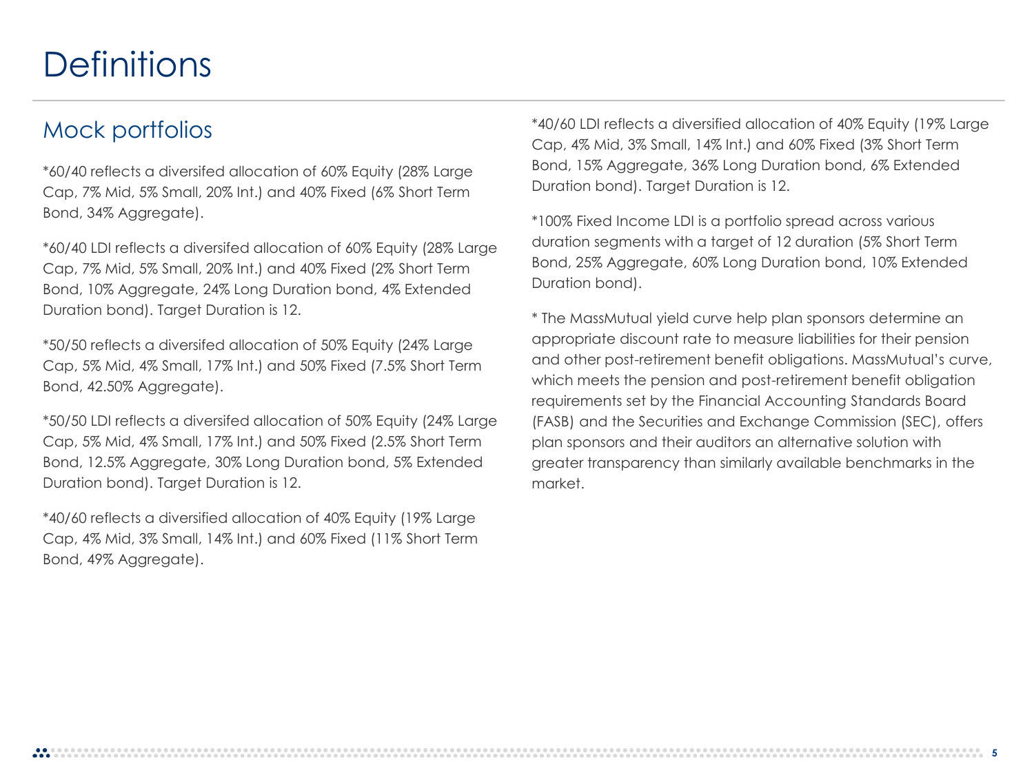# Definitions

## Mock portfolios

*60/40 reflects a diversifed allocation of 60% Equity (28% Large Cap, 7% Mid, 5% Small, 20% Int.) and 40% Fixed (6% Short Term Bond, 34% Aggregate).

*60/40 LDI reflects a diversifed allocation of 60% Equity (28% Large Cap, 7% Mid, 5% Small, 20% Int.) and 40% Fixed (2% Short Term Bond, 10% Aggregate, 24% Long Duration bond, 4% Extended Duration bond). Target Duration is 12.

*50/50 reflects a diversifed allocation of 50% Equity (24% Large Cap, 5% Mid, 4% Small, 17% Int.) and 50% Fixed (7.5% Short Term Bond, 42.50% Aggregate).

*50/50 LDI reflects a diversifed allocation of 50% Equity (24% Large Cap, 5% Mid, 4% Small, 17% Int.) and 50% Fixed (2.5% Short Term Bond, 12.5% Aggregate, 30% Long Duration bond, 5% Extended Duration bond). Target Duration is 12.

*40/60 reflects a diversified allocation of 40% Equity (19% Large Cap, 4% Mid, 3% Small, 14% Int.) and 60% Fixed (11% Short Term Bond, 49% Aggregate).

*40/60 LDI reflects a diversified allocation of 40% Equity (19% Large Cap, 4% Mid, 3% Small, 14% Int.) and 60% Fixed (3% Short Term Bond, 15% Aggregate, 36% Long Duration bond, 6% Extended Duration bond). Target Duration is 12.

*100% Fixed Income LDI is a portfolio spread across various duration segments with a target of 12 duration (5% Short Term Bond, 25% Aggregate, 60% Long Duration bond, 10% Extended Duration bond).

* The MassMutual yield curve help plan sponsors determine an appropriate discount rate to measure liabilities for their pension and other post-retirement benefit obligations. MassMutual's curve, which meets the pension and post-retirement benefit obligation requirements set by the Financial Accounting Standards Board (FASB) and the Securities and Exchange Commission (SEC), offers plan sponsors and their auditors an alternative solution with greater transparency than similarly available benchmarks in the market.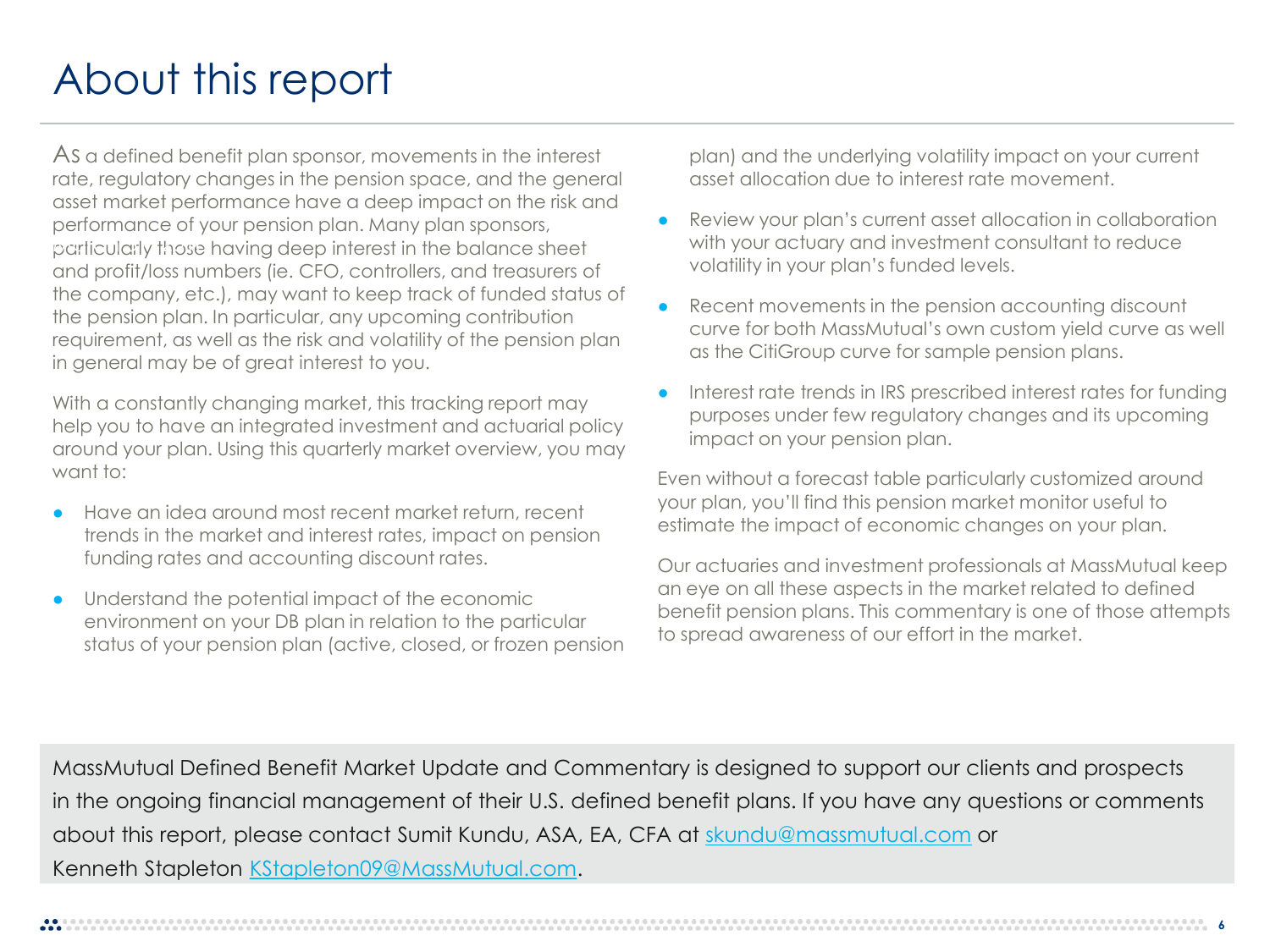# About this report

As a defined benefit plan sponsor, movements in the interest rate, regulatory changes in the pension space, and the general asset market performance have a deep impact on the risk and performance of your pension plan. Many plan sponsors, particularly those having deep interest in the balance sheet and profit/loss numbers (ie. CFO, controllers, and treasurers of the company, etc.), may want to keep track of funded status of the pension plan. In particular, any upcoming contribution requirement, as well as the risk and volatility of the pension plan in general may be of great interest to you.

With a constantly changing market, this tracking report may help you to have an integrated investment and actuarial policy around your plan. Using this quarterly market overview, you may want to:

- Have an idea around most recent market return, recent trends in the market and interest rates, impact on pension funding rates and accounting discount rates.
- Understand the potential impact of the economic environment on your DB plan in relation to the particular status of your pension plan (active, closed, or frozen pension plan) and the underlying volatility impact on your current asset allocation due to interest rate movement.
- Review your plan's current asset allocation in collaboration with your actuary and investment consultant to reduce volatility in your plan's funded levels.
- Recent movements in the pension accounting discount curve for both MassMutual's own custom yield curve as well as the CitiGroup curve for sample pension plans.
- Interest rate trends in IRS prescribed interest rates for funding purposes under few regulatory changes and its upcoming impact on your pension plan.

Even without a forecast table particularly customized around your plan, you'll find this pension market monitor useful to estimate the impact of economic changes on your plan.

Our actuaries and investment professionals at MassMutual keep an eye on all these aspects in the market related to defined benefit pension plans. This commentary is one of those attempts to spread awareness of our effort in the market.

MassMutual Defined Benefit Market Update and Commentary is designed to support our clients and prospects in the ongoing financial management of their U.S. defined benefit plans. If you have any questions or comments about this report, please contact Sumit Kundu, ASA, EA, CFA at skundu@massmutual.com or Kenneth Stapleton KStapleton09@MassMutual.com.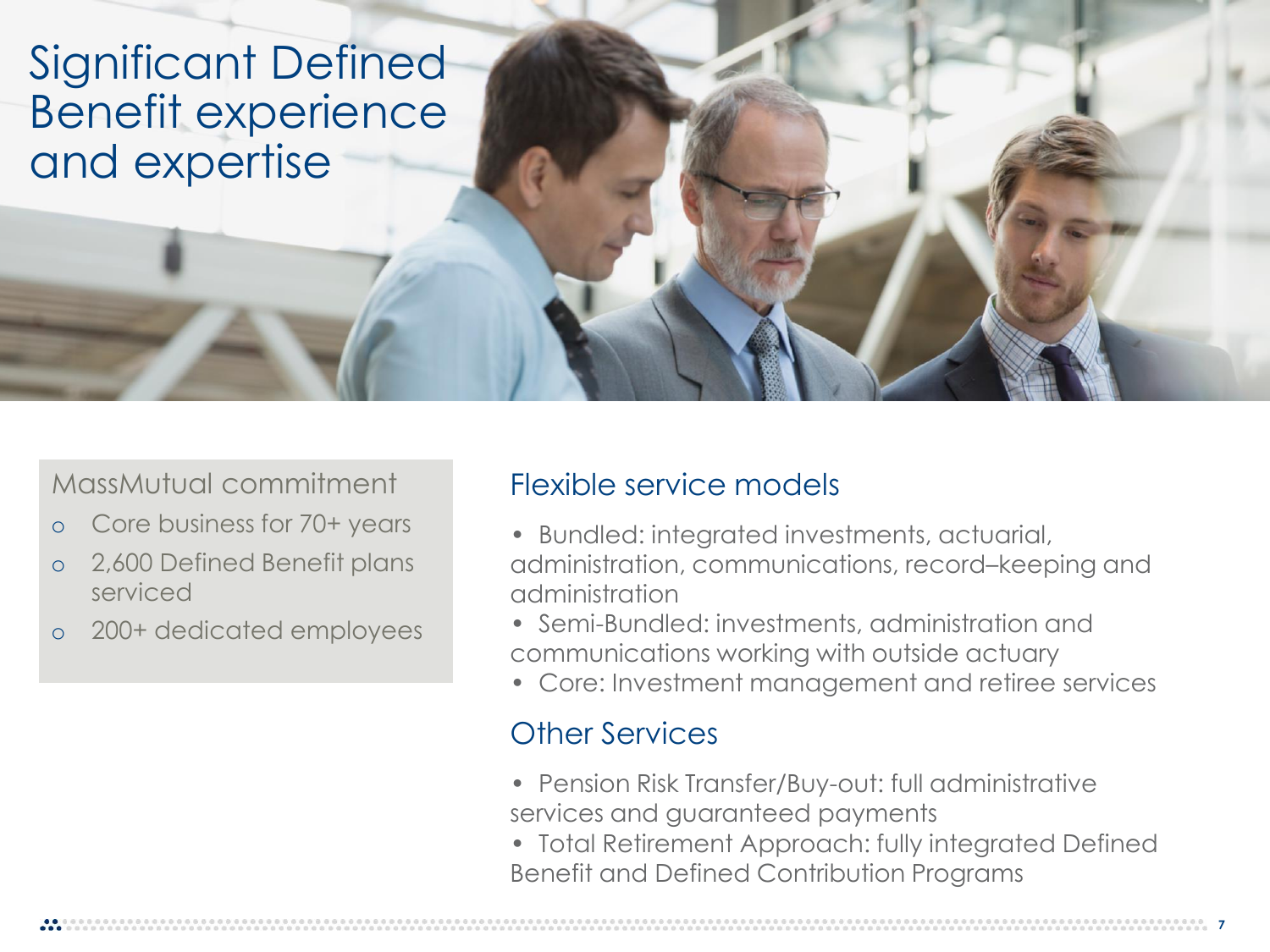# Significant Defined Benefit experience and expertise

## MassMutual commitment

- Core business for 70+ years
- 2,600 Defined Benefit plans serviced
- 200+ dedicated employees

## Flexible service models

- Bundled: integrated investments, actuarial, administration, communications, record–keeping and administration
- Semi-Bundled: investments, administration and communications working with outside actuary
- Core: Investment management and retiree services

## Other Services

- Pension Risk Transfer/Buy-out: full administrative services and guaranteed payments
- Total Retirement Approach: fully integrated Defined Benefit and Defined Contribution Programs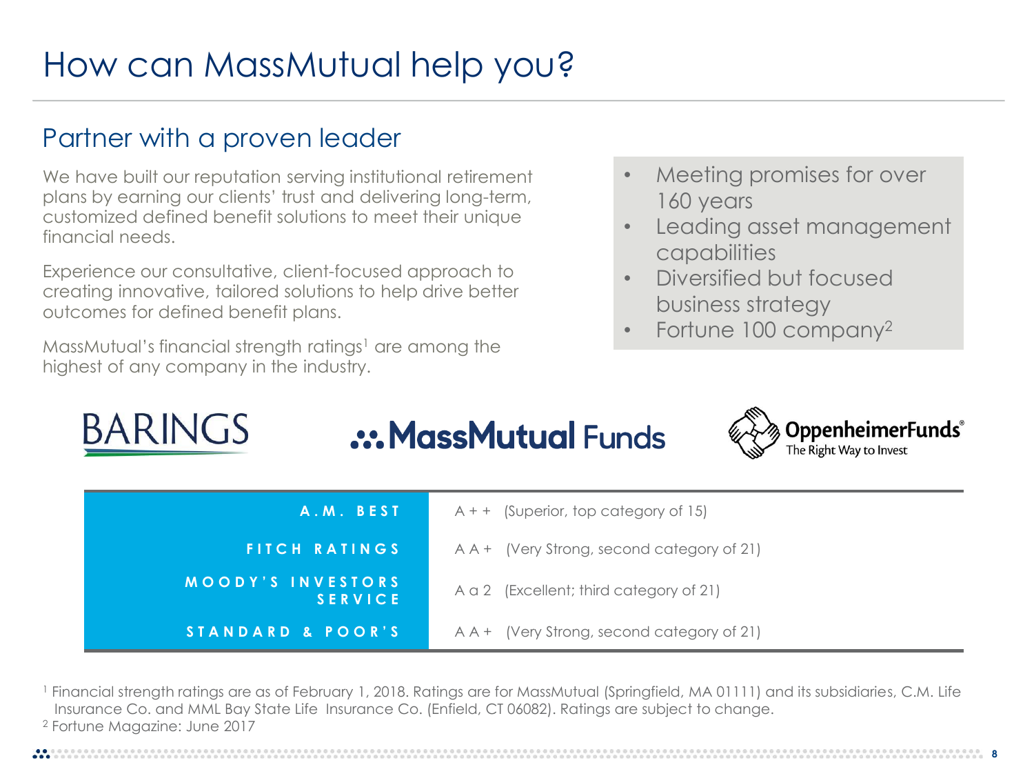# How can MassMutual help you?

## Partner with a proven leader

We have built our reputation serving institutional retirement plans by earning our clients' trust and delivering long-term, customized defined benefit solutions to meet their unique financial needs.

Experience our consultative, client-focused approach to creating innovative, tailored solutions to help drive better outcomes for defined benefit plans.

MassMutual's financial strength ratings[1] are among the highest of any company in the industry.

- Meeting promises for over 160 years
- Leading asset management capabilities
- Diversified but focused business strategy
- Fortune 100 company[2]

BARINGS | MassMutual Funds | OppenheimerFunds® The Right Way to Invest

| | |
|---|---|
| A.M. BEST | A++ (Superior, top category of 15) |
| FITCH RATINGS | AA+ (Very Strong, second category of 21) |
| MOODY'S INVESTORS SERVICE | Aa2 (Excellent; third category of 21) |
| STANDARD & POOR'S | AA+ (Very Strong, second category of 21) |

[1] Financial strength ratings are as of February 1, 2018. Ratings are for MassMutual (Springfield, MA 01111) and its subsidiaries, C.M. Life Insurance Co. and MML Bay State Life Insurance Co. (Enfield, CT 06082). Ratings are subject to change.

[2] Fortune Magazine: June 2017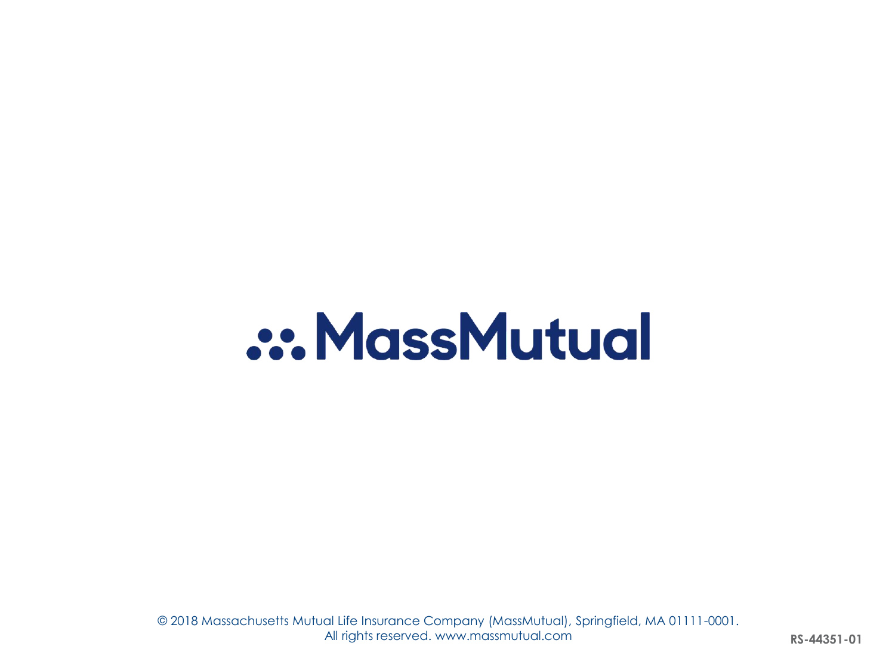MassMutual

© 2018 Massachusetts Mutual Life Insurance Company (MassMutual), Springfield, MA 01111-0001.
All rights reserved. www.massmutual.com

RS-44351-01